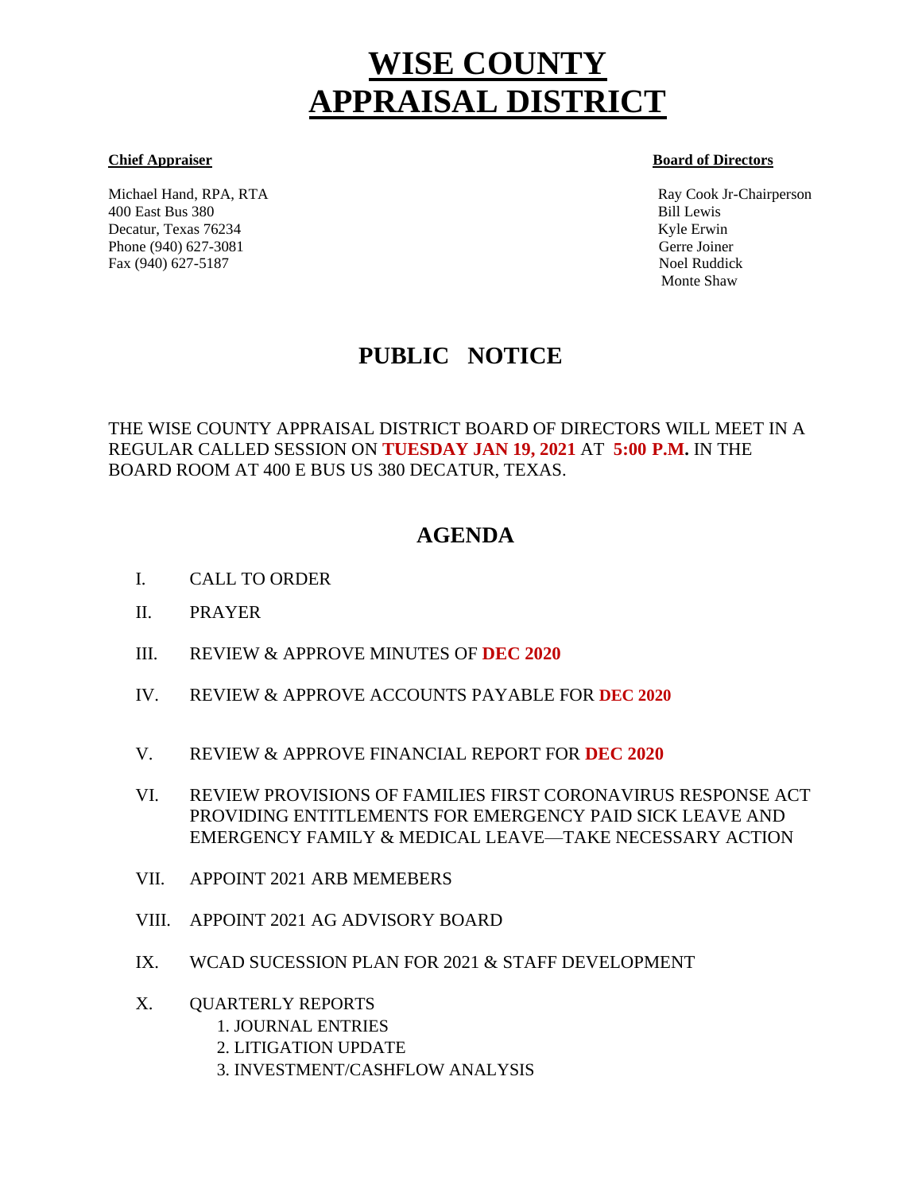# WISE COUNTY APPRAISAL DISTRICT

**Chief Appraiser**

Michael Hand, RPA, RTA
400 East Bus 380
Decatur, Texas 76234
Phone (940) 627-3081
Fax (940) 627-5187

**Board of Directors**

Ray Cook Jr-Chairperson
Bill Lewis
Kyle Erwin
Gerre Joiner
Noel Ruddick
Monte Shaw

## PUBLIC NOTICE

THE WISE COUNTY APPRAISAL DISTRICT BOARD OF DIRECTORS WILL MEET IN A REGULAR CALLED SESSION ON **TUESDAY JAN 19, 2021** AT **5:00 P.M.** IN THE BOARD ROOM AT 400 E BUS US 380 DECATUR, TEXAS.

## AGENDA

I. CALL TO ORDER

II. PRAYER

III. REVIEW & APPROVE MINUTES OF **DEC 2020**

IV. REVIEW & APPROVE ACCOUNTS PAYABLE FOR **DEC 2020**

V. REVIEW & APPROVE FINANCIAL REPORT FOR **DEC 2020**

VI. REVIEW PROVISIONS OF FAMILIES FIRST CORONAVIRUS RESPONSE ACT PROVIDING ENTITLEMENTS FOR EMERGENCY PAID SICK LEAVE AND EMERGENCY FAMILY & MEDICAL LEAVE—TAKE NECESSARY ACTION

VII. APPOINT 2021 ARB MEMEBERS

VIII. APPOINT 2021 AG ADVISORY BOARD

IX. WCAD SUCESSION PLAN FOR 2021 & STAFF DEVELOPMENT

X. QUARTERLY REPORTS
   1. JOURNAL ENTRIES
   2. LITIGATION UPDATE
   3. INVESTMENT/CASHFLOW ANALYSIS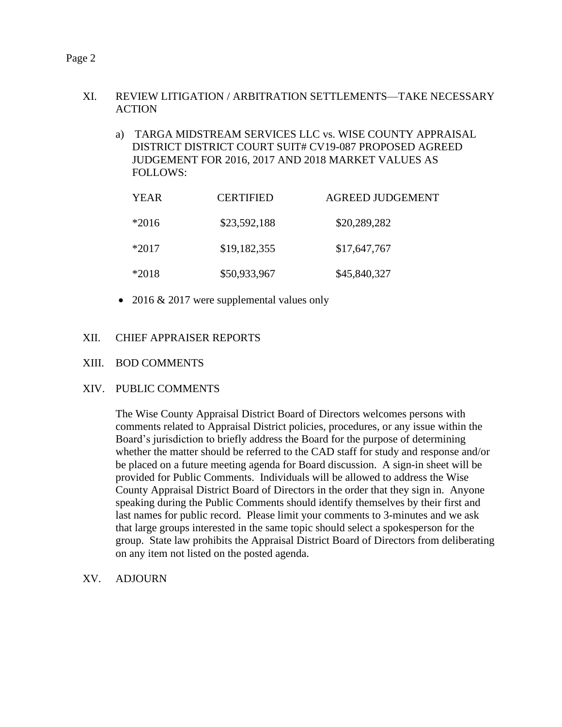XI. REVIEW LITIGATION / ARBITRATION SETTLEMENTS—TAKE NECESSARY ACTION

a) TARGA MIDSTREAM SERVICES LLC vs. WISE COUNTY APPRAISAL DISTRICT DISTRICT COURT SUIT# CV19-087 PROPOSED AGREED JUDGEMENT FOR 2016, 2017 AND 2018 MARKET VALUES AS FOLLOWS:

| YEAR | CERTIFIED | AGREED JUDGEMENT |
|---|---|---|
| *2016 | $23,592,188 | $20,289,282 |
| *2017 | $19,182,355 | $17,647,767 |
| *2018 | $50,933,967 | $45,840,327 |

- 2016 & 2017 were supplemental values only

XII. CHIEF APPRAISER REPORTS

XIII. BOD COMMENTS

XIV. PUBLIC COMMENTS

The Wise County Appraisal District Board of Directors welcomes persons with comments related to Appraisal District policies, procedures, or any issue within the Board's jurisdiction to briefly address the Board for the purpose of determining whether the matter should be referred to the CAD staff for study and response and/or be placed on a future meeting agenda for Board discussion. A sign-in sheet will be provided for Public Comments. Individuals will be allowed to address the Wise County Appraisal District Board of Directors in the order that they sign in. Anyone speaking during the Public Comments should identify themselves by their first and last names for public record. Please limit your comments to 3-minutes and we ask that large groups interested in the same topic should select a spokesperson for the group. State law prohibits the Appraisal District Board of Directors from deliberating on any item not listed on the posted agenda.

XV. ADJOURN